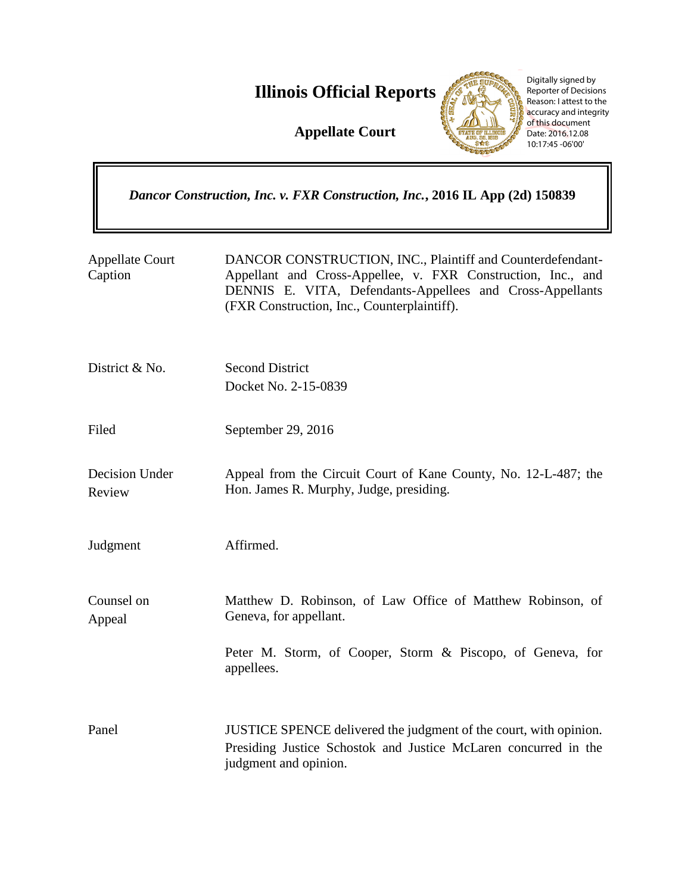# Illinois Official Reports

**Appellate Court**

Digitally signed by Reporter of Decisions
Reason: I attest to the accuracy and integrity of this document
Date: 2016.12.08 10:17:45 -06'00'

***Dancor Construction, Inc. v. FXR Construction, Inc.*, 2016 IL App (2d) 150839**

| | |
|---|---|
| Appellate Court Caption | DANCOR CONSTRUCTION, INC., Plaintiff and Counterdefendant-Appellant and Cross-Appellee, v. FXR Construction, Inc., and DENNIS E. VITA, Defendants-Appellees and Cross-Appellants (FXR Construction, Inc., Counterplaintiff). |
| District & No. | Second District<br>Docket No. 2-15-0839 |
| Filed | September 29, 2016 |
| Decision Under Review | Appeal from the Circuit Court of Kane County, No. 12-L-487; the Hon. James R. Murphy, Judge, presiding. |
| Judgment | Affirmed. |
| Counsel on Appeal | Matthew D. Robinson, of Law Office of Matthew Robinson, of Geneva, for appellant.<br><br>Peter M. Storm, of Cooper, Storm & Piscopo, of Geneva, for appellees. |
| Panel | JUSTICE SPENCE delivered the judgment of the court, with opinion.<br>Presiding Justice Schostok and Justice McLaren concurred in the judgment and opinion. |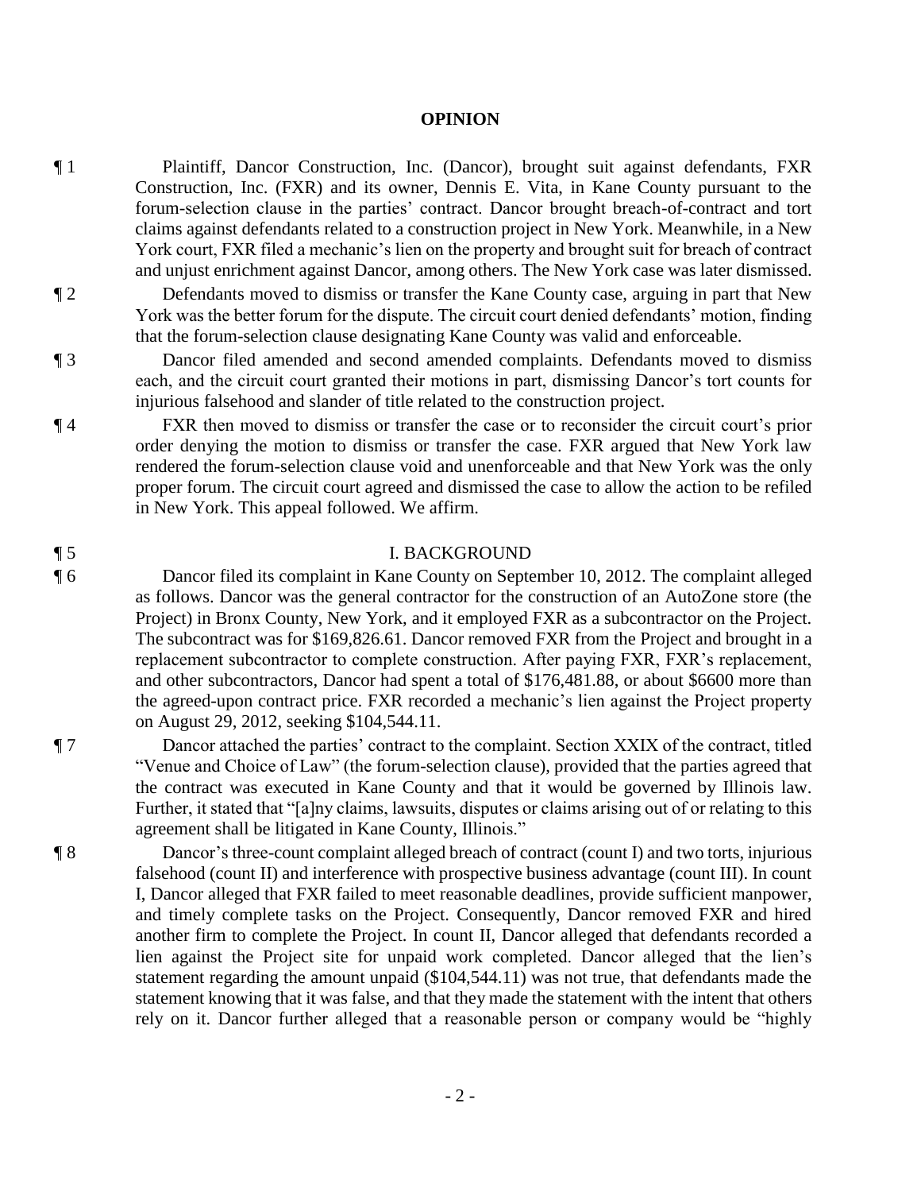**OPINION**

¶ 1 Plaintiff, Dancor Construction, Inc. (Dancor), brought suit against defendants, FXR Construction, Inc. (FXR) and its owner, Dennis E. Vita, in Kane County pursuant to the forum-selection clause in the parties' contract. Dancor brought breach-of-contract and tort claims against defendants related to a construction project in New York. Meanwhile, in a New York court, FXR filed a mechanic's lien on the property and brought suit for breach of contract and unjust enrichment against Dancor, among others. The New York case was later dismissed.

¶ 2 Defendants moved to dismiss or transfer the Kane County case, arguing in part that New York was the better forum for the dispute. The circuit court denied defendants' motion, finding that the forum-selection clause designating Kane County was valid and enforceable.

¶ 3 Dancor filed amended and second amended complaints. Defendants moved to dismiss each, and the circuit court granted their motions in part, dismissing Dancor's tort counts for injurious falsehood and slander of title related to the construction project.

¶ 4 FXR then moved to dismiss or transfer the case or to reconsider the circuit court's prior order denying the motion to dismiss or transfer the case. FXR argued that New York law rendered the forum-selection clause void and unenforceable and that New York was the only proper forum. The circuit court agreed and dismissed the case to allow the action to be refiled in New York. This appeal followed. We affirm.

## ¶ 5 I. BACKGROUND

¶ 6 Dancor filed its complaint in Kane County on September 10, 2012. The complaint alleged as follows. Dancor was the general contractor for the construction of an AutoZone store (the Project) in Bronx County, New York, and it employed FXR as a subcontractor on the Project. The subcontract was for $169,826.61. Dancor removed FXR from the Project and brought in a replacement subcontractor to complete construction. After paying FXR, FXR's replacement, and other subcontractors, Dancor had spent a total of $176,481.88, or about $6600 more than the agreed-upon contract price. FXR recorded a mechanic's lien against the Project property on August 29, 2012, seeking $104,544.11.

¶ 7 Dancor attached the parties' contract to the complaint. Section XXIX of the contract, titled "Venue and Choice of Law" (the forum-selection clause), provided that the parties agreed that the contract was executed in Kane County and that it would be governed by Illinois law. Further, it stated that "[a]ny claims, lawsuits, disputes or claims arising out of or relating to this agreement shall be litigated in Kane County, Illinois."

¶ 8 Dancor's three-count complaint alleged breach of contract (count I) and two torts, injurious falsehood (count II) and interference with prospective business advantage (count III). In count I, Dancor alleged that FXR failed to meet reasonable deadlines, provide sufficient manpower, and timely complete tasks on the Project. Consequently, Dancor removed FXR and hired another firm to complete the Project. In count II, Dancor alleged that defendants recorded a lien against the Project site for unpaid work completed. Dancor alleged that the lien's statement regarding the amount unpaid ($104,544.11) was not true, that defendants made the statement knowing that it was false, and that they made the statement with the intent that others rely on it. Dancor further alleged that a reasonable person or company would be "highly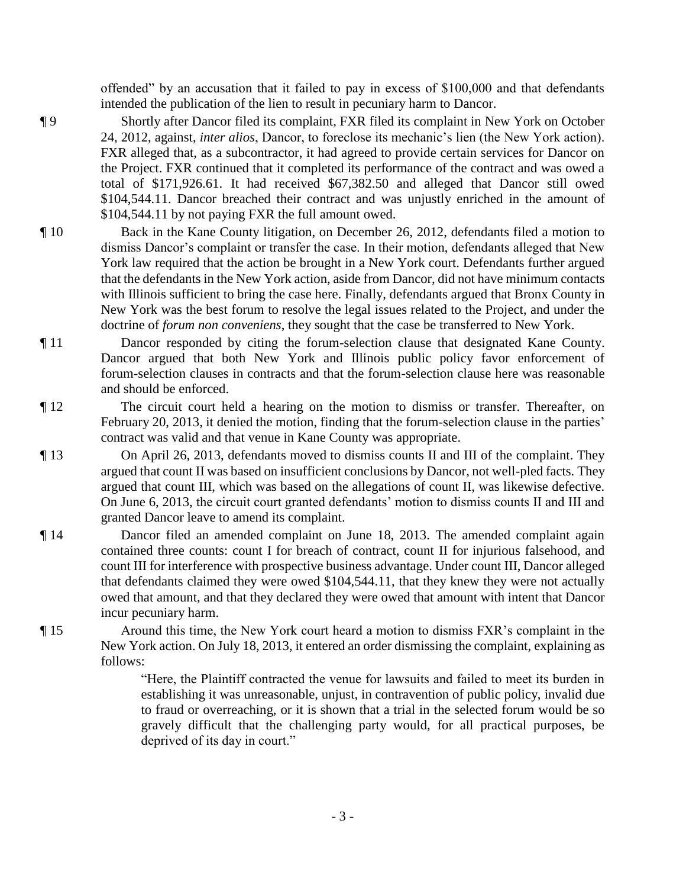offended" by an accusation that it failed to pay in excess of $100,000 and that defendants intended the publication of the lien to result in pecuniary harm to Dancor.

¶ 9 Shortly after Dancor filed its complaint, FXR filed its complaint in New York on October 24, 2012, against, *inter alios*, Dancor, to foreclose its mechanic's lien (the New York action). FXR alleged that, as a subcontractor, it had agreed to provide certain services for Dancor on the Project. FXR continued that it completed its performance of the contract and was owed a total of $171,926.61. It had received $67,382.50 and alleged that Dancor still owed $104,544.11. Dancor breached their contract and was unjustly enriched in the amount of $104,544.11 by not paying FXR the full amount owed.

¶ 10 Back in the Kane County litigation, on December 26, 2012, defendants filed a motion to dismiss Dancor's complaint or transfer the case. In their motion, defendants alleged that New York law required that the action be brought in a New York court. Defendants further argued that the defendants in the New York action, aside from Dancor, did not have minimum contacts with Illinois sufficient to bring the case here. Finally, defendants argued that Bronx County in New York was the best forum to resolve the legal issues related to the Project, and under the doctrine of *forum non conveniens*, they sought that the case be transferred to New York.

¶ 11 Dancor responded by citing the forum-selection clause that designated Kane County. Dancor argued that both New York and Illinois public policy favor enforcement of forum-selection clauses in contracts and that the forum-selection clause here was reasonable and should be enforced.

¶ 12 The circuit court held a hearing on the motion to dismiss or transfer. Thereafter, on February 20, 2013, it denied the motion, finding that the forum-selection clause in the parties' contract was valid and that venue in Kane County was appropriate.

¶ 13 On April 26, 2013, defendants moved to dismiss counts II and III of the complaint. They argued that count II was based on insufficient conclusions by Dancor, not well-pled facts. They argued that count III, which was based on the allegations of count II, was likewise defective. On June 6, 2013, the circuit court granted defendants' motion to dismiss counts II and III and granted Dancor leave to amend its complaint.

¶ 14 Dancor filed an amended complaint on June 18, 2013. The amended complaint again contained three counts: count I for breach of contract, count II for injurious falsehood, and count III for interference with prospective business advantage. Under count III, Dancor alleged that defendants claimed they were owed $104,544.11, that they knew they were not actually owed that amount, and that they declared they were owed that amount with intent that Dancor incur pecuniary harm.

¶ 15 Around this time, the New York court heard a motion to dismiss FXR's complaint in the New York action. On July 18, 2013, it entered an order dismissing the complaint, explaining as follows:

> "Here, the Plaintiff contracted the venue for lawsuits and failed to meet its burden in establishing it was unreasonable, unjust, in contravention of public policy, invalid due to fraud or overreaching, or it is shown that a trial in the selected forum would be so gravely difficult that the challenging party would, for all practical purposes, be deprived of its day in court."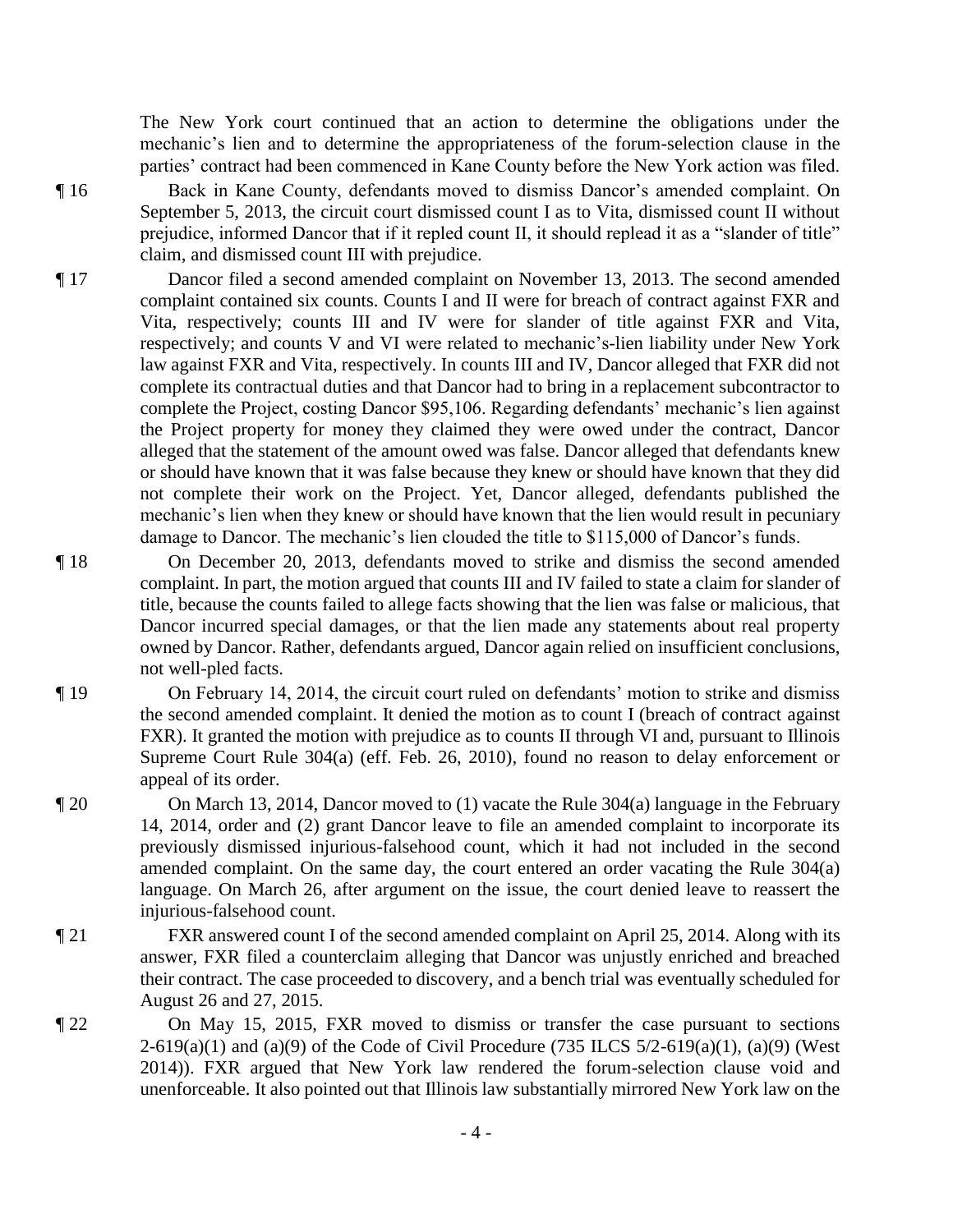The New York court continued that an action to determine the obligations under the mechanic's lien and to determine the appropriateness of the forum-selection clause in the parties' contract had been commenced in Kane County before the New York action was filed.

¶ 16 Back in Kane County, defendants moved to dismiss Dancor's amended complaint. On September 5, 2013, the circuit court dismissed count I as to Vita, dismissed count II without prejudice, informed Dancor that if it repled count II, it should replead it as a "slander of title" claim, and dismissed count III with prejudice.

¶ 17 Dancor filed a second amended complaint on November 13, 2013. The second amended complaint contained six counts. Counts I and II were for breach of contract against FXR and Vita, respectively; counts III and IV were for slander of title against FXR and Vita, respectively; and counts V and VI were related to mechanic's-lien liability under New York law against FXR and Vita, respectively. In counts III and IV, Dancor alleged that FXR did not complete its contractual duties and that Dancor had to bring in a replacement subcontractor to complete the Project, costing Dancor $95,106. Regarding defendants' mechanic's lien against the Project property for money they claimed they were owed under the contract, Dancor alleged that the statement of the amount owed was false. Dancor alleged that defendants knew or should have known that it was false because they knew or should have known that they did not complete their work on the Project. Yet, Dancor alleged, defendants published the mechanic's lien when they knew or should have known that the lien would result in pecuniary damage to Dancor. The mechanic's lien clouded the title to $115,000 of Dancor's funds.

¶ 18 On December 20, 2013, defendants moved to strike and dismiss the second amended complaint. In part, the motion argued that counts III and IV failed to state a claim for slander of title, because the counts failed to allege facts showing that the lien was false or malicious, that Dancor incurred special damages, or that the lien made any statements about real property owned by Dancor. Rather, defendants argued, Dancor again relied on insufficient conclusions, not well-pled facts.

¶ 19 On February 14, 2014, the circuit court ruled on defendants' motion to strike and dismiss the second amended complaint. It denied the motion as to count I (breach of contract against FXR). It granted the motion with prejudice as to counts II through VI and, pursuant to Illinois Supreme Court Rule 304(a) (eff. Feb. 26, 2010), found no reason to delay enforcement or appeal of its order.

¶ 20 On March 13, 2014, Dancor moved to (1) vacate the Rule 304(a) language in the February 14, 2014, order and (2) grant Dancor leave to file an amended complaint to incorporate its previously dismissed injurious-falsehood count, which it had not included in the second amended complaint. On the same day, the court entered an order vacating the Rule 304(a) language. On March 26, after argument on the issue, the court denied leave to reassert the injurious-falsehood count.

¶ 21 FXR answered count I of the second amended complaint on April 25, 2014. Along with its answer, FXR filed a counterclaim alleging that Dancor was unjustly enriched and breached their contract. The case proceeded to discovery, and a bench trial was eventually scheduled for August 26 and 27, 2015.

¶ 22 On May 15, 2015, FXR moved to dismiss or transfer the case pursuant to sections 2-619(a)(1) and (a)(9) of the Code of Civil Procedure (735 ILCS 5/2-619(a)(1), (a)(9) (West 2014)). FXR argued that New York law rendered the forum-selection clause void and unenforceable. It also pointed out that Illinois law substantially mirrored New York law on the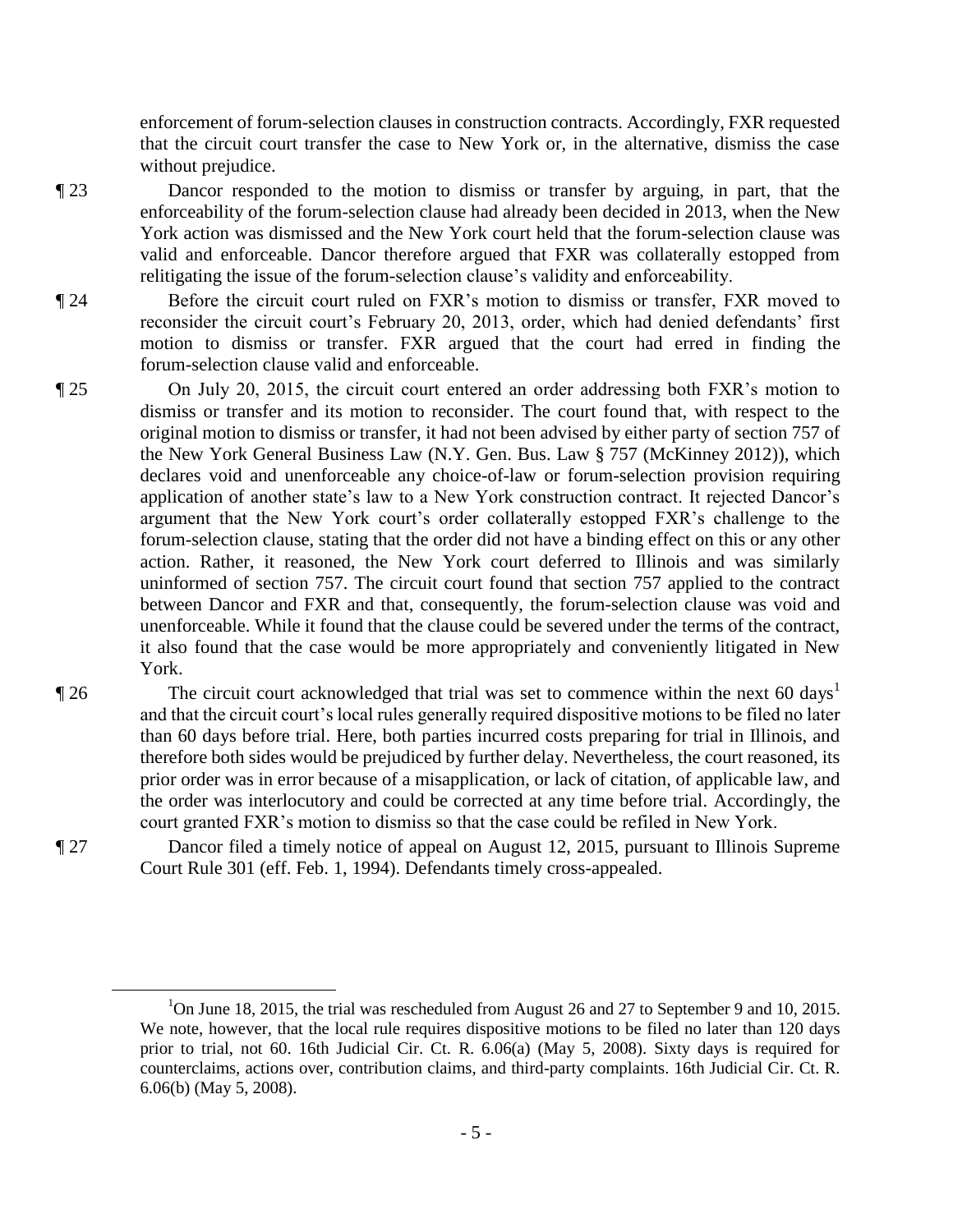enforcement of forum-selection clauses in construction contracts. Accordingly, FXR requested that the circuit court transfer the case to New York or, in the alternative, dismiss the case without prejudice.

¶ 23 Dancor responded to the motion to dismiss or transfer by arguing, in part, that the enforceability of the forum-selection clause had already been decided in 2013, when the New York action was dismissed and the New York court held that the forum-selection clause was valid and enforceable. Dancor therefore argued that FXR was collaterally estopped from relitigating the issue of the forum-selection clause's validity and enforceability.

¶ 24 Before the circuit court ruled on FXR's motion to dismiss or transfer, FXR moved to reconsider the circuit court's February 20, 2013, order, which had denied defendants' first motion to dismiss or transfer. FXR argued that the court had erred in finding the forum-selection clause valid and enforceable.

¶ 25 On July 20, 2015, the circuit court entered an order addressing both FXR's motion to dismiss or transfer and its motion to reconsider. The court found that, with respect to the original motion to dismiss or transfer, it had not been advised by either party of section 757 of the New York General Business Law (N.Y. Gen. Bus. Law § 757 (McKinney 2012)), which declares void and unenforceable any choice-of-law or forum-selection provision requiring application of another state's law to a New York construction contract. It rejected Dancor's argument that the New York court's order collaterally estopped FXR's challenge to the forum-selection clause, stating that the order did not have a binding effect on this or any other action. Rather, it reasoned, the New York court deferred to Illinois and was similarly uninformed of section 757. The circuit court found that section 757 applied to the contract between Dancor and FXR and that, consequently, the forum-selection clause was void and unenforceable. While it found that the clause could be severed under the terms of the contract, it also found that the case would be more appropriately and conveniently litigated in New York.

¶ 26 The circuit court acknowledged that trial was set to commence within the next 60 days[1] and that the circuit court's local rules generally required dispositive motions to be filed no later than 60 days before trial. Here, both parties incurred costs preparing for trial in Illinois, and therefore both sides would be prejudiced by further delay. Nevertheless, the court reasoned, its prior order was in error because of a misapplication, or lack of citation, of applicable law, and the order was interlocutory and could be corrected at any time before trial. Accordingly, the court granted FXR's motion to dismiss so that the case could be refiled in New York.

¶ 27 Dancor filed a timely notice of appeal on August 12, 2015, pursuant to Illinois Supreme Court Rule 301 (eff. Feb. 1, 1994). Defendants timely cross-appealed.

---

[1]On June 18, 2015, the trial was rescheduled from August 26 and 27 to September 9 and 10, 2015. We note, however, that the local rule requires dispositive motions to be filed no later than 120 days prior to trial, not 60. 16th Judicial Cir. Ct. R. 6.06(a) (May 5, 2008). Sixty days is required for counterclaims, actions over, contribution claims, and third-party complaints. 16th Judicial Cir. Ct. R. 6.06(b) (May 5, 2008).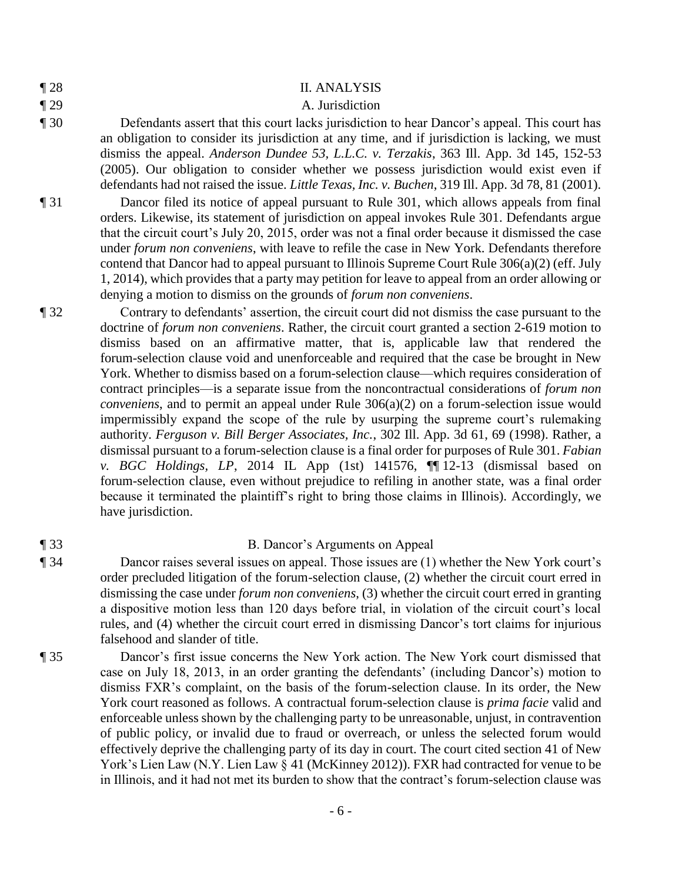¶ 28 II. ANALYSIS

¶ 29 A. Jurisdiction

¶ 30 Defendants assert that this court lacks jurisdiction to hear Dancor's appeal. This court has an obligation to consider its jurisdiction at any time, and if jurisdiction is lacking, we must dismiss the appeal. *Anderson Dundee 53, L.L.C. v. Terzakis*, 363 Ill. App. 3d 145, 152-53 (2005). Our obligation to consider whether we possess jurisdiction would exist even if defendants had not raised the issue. *Little Texas, Inc. v. Buchen*, 319 Ill. App. 3d 78, 81 (2001).

¶ 31 Dancor filed its notice of appeal pursuant to Rule 301, which allows appeals from final orders. Likewise, its statement of jurisdiction on appeal invokes Rule 301. Defendants argue that the circuit court's July 20, 2015, order was not a final order because it dismissed the case under *forum non conveniens*, with leave to refile the case in New York. Defendants therefore contend that Dancor had to appeal pursuant to Illinois Supreme Court Rule 306(a)(2) (eff. July 1, 2014), which provides that a party may petition for leave to appeal from an order allowing or denying a motion to dismiss on the grounds of *forum non conveniens*.

¶ 32 Contrary to defendants' assertion, the circuit court did not dismiss the case pursuant to the doctrine of *forum non conveniens*. Rather, the circuit court granted a section 2-619 motion to dismiss based on an affirmative matter, that is, applicable law that rendered the forum-selection clause void and unenforceable and required that the case be brought in New York. Whether to dismiss based on a forum-selection clause—which requires consideration of contract principles—is a separate issue from the noncontractual considerations of *forum non conveniens*, and to permit an appeal under Rule 306(a)(2) on a forum-selection issue would impermissibly expand the scope of the rule by usurping the supreme court's rulemaking authority. *Ferguson v. Bill Berger Associates, Inc.*, 302 Ill. App. 3d 61, 69 (1998). Rather, a dismissal pursuant to a forum-selection clause is a final order for purposes of Rule 301. *Fabian v. BGC Holdings, LP*, 2014 IL App (1st) 141576, ¶¶ 12-13 (dismissal based on forum-selection clause, even without prejudice to refiling in another state, was a final order because it terminated the plaintiff's right to bring those claims in Illinois). Accordingly, we have jurisdiction.

¶ 33 B. Dancor's Arguments on Appeal

¶ 34 Dancor raises several issues on appeal. Those issues are (1) whether the New York court's order precluded litigation of the forum-selection clause, (2) whether the circuit court erred in dismissing the case under *forum non conveniens*, (3) whether the circuit court erred in granting a dispositive motion less than 120 days before trial, in violation of the circuit court's local rules, and (4) whether the circuit court erred in dismissing Dancor's tort claims for injurious falsehood and slander of title.

¶ 35 Dancor's first issue concerns the New York action. The New York court dismissed that case on July 18, 2013, in an order granting the defendants' (including Dancor's) motion to dismiss FXR's complaint, on the basis of the forum-selection clause. In its order, the New York court reasoned as follows. A contractual forum-selection clause is *prima facie* valid and enforceable unless shown by the challenging party to be unreasonable, unjust, in contravention of public policy, or invalid due to fraud or overreach, or unless the selected forum would effectively deprive the challenging party of its day in court. The court cited section 41 of New York's Lien Law (N.Y. Lien Law § 41 (McKinney 2012)). FXR had contracted for venue to be in Illinois, and it had not met its burden to show that the contract's forum-selection clause was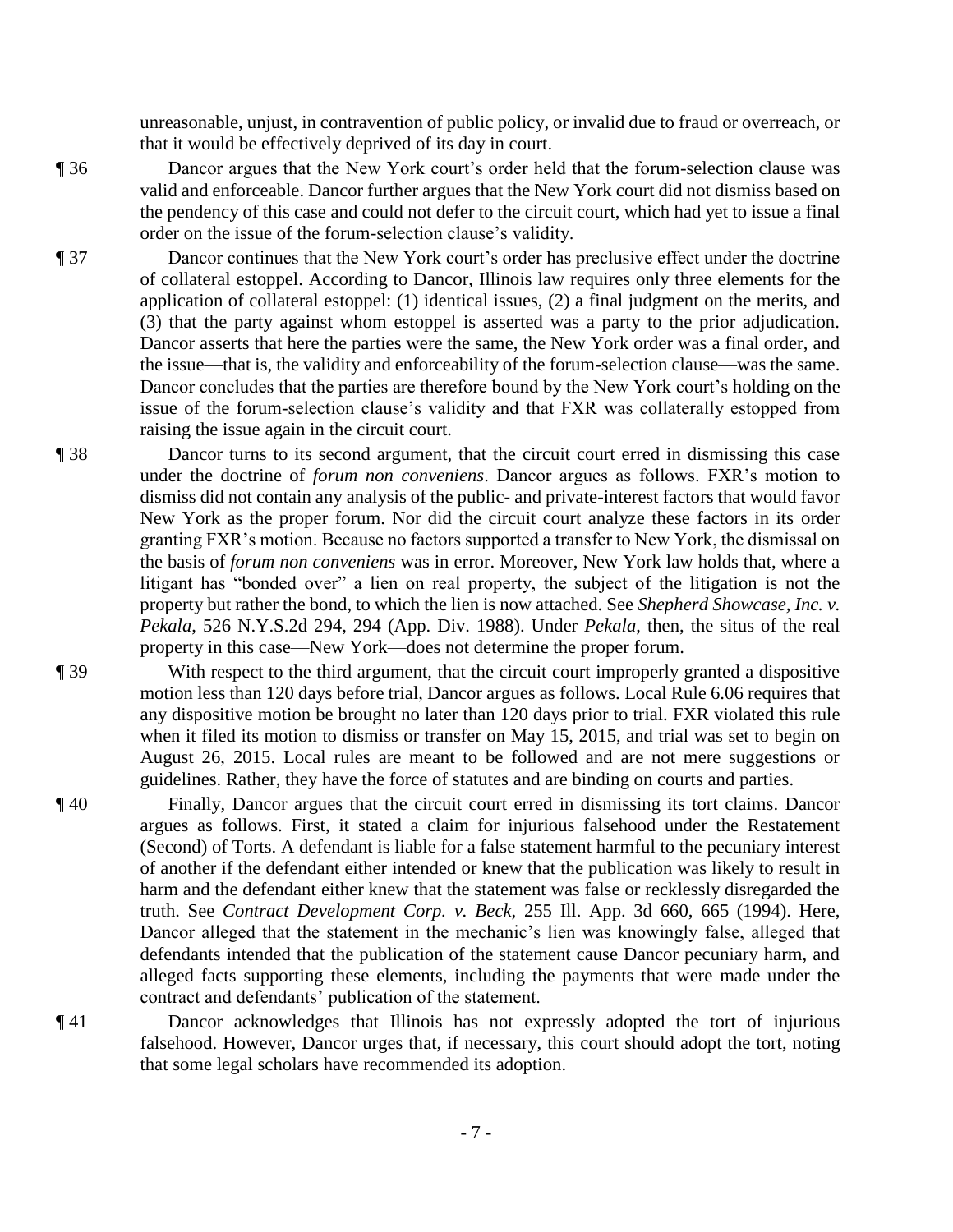unreasonable, unjust, in contravention of public policy, or invalid due to fraud or overreach, or that it would be effectively deprived of its day in court.

¶ 36 Dancor argues that the New York court's order held that the forum-selection clause was valid and enforceable. Dancor further argues that the New York court did not dismiss based on the pendency of this case and could not defer to the circuit court, which had yet to issue a final order on the issue of the forum-selection clause's validity.

¶ 37 Dancor continues that the New York court's order has preclusive effect under the doctrine of collateral estoppel. According to Dancor, Illinois law requires only three elements for the application of collateral estoppel: (1) identical issues, (2) a final judgment on the merits, and (3) that the party against whom estoppel is asserted was a party to the prior adjudication. Dancor asserts that here the parties were the same, the New York order was a final order, and the issue—that is, the validity and enforceability of the forum-selection clause—was the same. Dancor concludes that the parties are therefore bound by the New York court's holding on the issue of the forum-selection clause's validity and that FXR was collaterally estopped from raising the issue again in the circuit court.

¶ 38 Dancor turns to its second argument, that the circuit court erred in dismissing this case under the doctrine of *forum non conveniens*. Dancor argues as follows. FXR's motion to dismiss did not contain any analysis of the public- and private-interest factors that would favor New York as the proper forum. Nor did the circuit court analyze these factors in its order granting FXR's motion. Because no factors supported a transfer to New York, the dismissal on the basis of *forum non conveniens* was in error. Moreover, New York law holds that, where a litigant has "bonded over" a lien on real property, the subject of the litigation is not the property but rather the bond, to which the lien is now attached. See *Shepherd Showcase, Inc. v. Pekala*, 526 N.Y.S.2d 294, 294 (App. Div. 1988). Under *Pekala*, then, the situs of the real property in this case—New York—does not determine the proper forum.

¶ 39 With respect to the third argument, that the circuit court improperly granted a dispositive motion less than 120 days before trial, Dancor argues as follows. Local Rule 6.06 requires that any dispositive motion be brought no later than 120 days prior to trial. FXR violated this rule when it filed its motion to dismiss or transfer on May 15, 2015, and trial was set to begin on August 26, 2015. Local rules are meant to be followed and are not mere suggestions or guidelines. Rather, they have the force of statutes and are binding on courts and parties.

¶ 40 Finally, Dancor argues that the circuit court erred in dismissing its tort claims. Dancor argues as follows. First, it stated a claim for injurious falsehood under the Restatement (Second) of Torts. A defendant is liable for a false statement harmful to the pecuniary interest of another if the defendant either intended or knew that the publication was likely to result in harm and the defendant either knew that the statement was false or recklessly disregarded the truth. See *Contract Development Corp. v. Beck*, 255 Ill. App. 3d 660, 665 (1994). Here, Dancor alleged that the statement in the mechanic's lien was knowingly false, alleged that defendants intended that the publication of the statement cause Dancor pecuniary harm, and alleged facts supporting these elements, including the payments that were made under the contract and defendants' publication of the statement.

¶ 41 Dancor acknowledges that Illinois has not expressly adopted the tort of injurious falsehood. However, Dancor urges that, if necessary, this court should adopt the tort, noting that some legal scholars have recommended its adoption.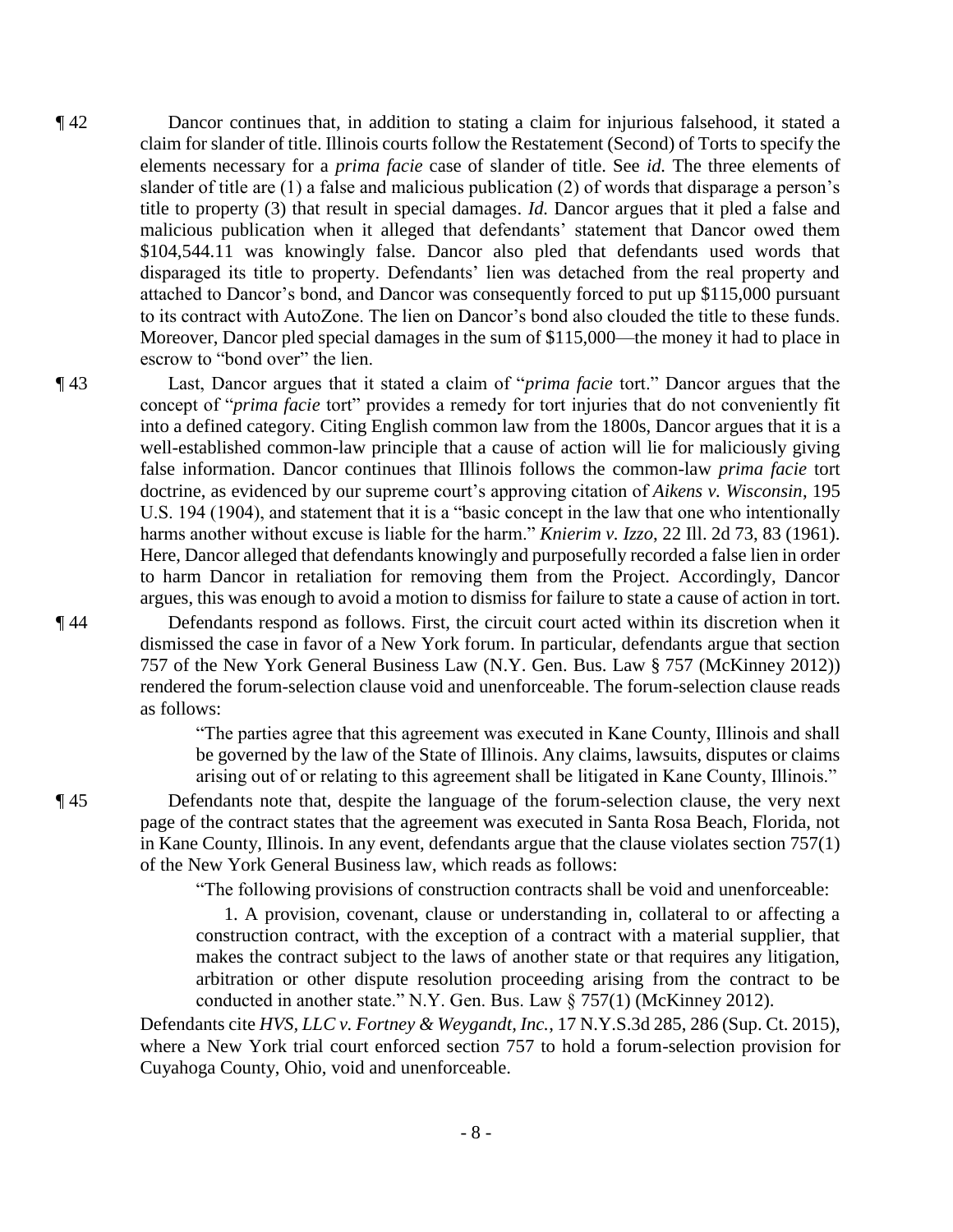¶ 42 Dancor continues that, in addition to stating a claim for injurious falsehood, it stated a claim for slander of title. Illinois courts follow the Restatement (Second) of Torts to specify the elements necessary for a *prima facie* case of slander of title. See *id.* The three elements of slander of title are (1) a false and malicious publication (2) of words that disparage a person's title to property (3) that result in special damages. *Id.* Dancor argues that it pled a false and malicious publication when it alleged that defendants' statement that Dancor owed them \$104,544.11 was knowingly false. Dancor also pled that defendants used words that disparaged its title to property. Defendants' lien was detached from the real property and attached to Dancor's bond, and Dancor was consequently forced to put up \$115,000 pursuant to its contract with AutoZone. The lien on Dancor's bond also clouded the title to these funds. Moreover, Dancor pled special damages in the sum of \$115,000—the money it had to place in escrow to "bond over" the lien.

¶ 43 Last, Dancor argues that it stated a claim of "*prima facie* tort." Dancor argues that the concept of "*prima facie* tort" provides a remedy for tort injuries that do not conveniently fit into a defined category. Citing English common law from the 1800s, Dancor argues that it is a well-established common-law principle that a cause of action will lie for maliciously giving false information. Dancor continues that Illinois follows the common-law *prima facie* tort doctrine, as evidenced by our supreme court's approving citation of *Aikens v. Wisconsin*, 195 U.S. 194 (1904), and statement that it is a "basic concept in the law that one who intentionally harms another without excuse is liable for the harm." *Knierim v. Izzo*, 22 Ill. 2d 73, 83 (1961). Here, Dancor alleged that defendants knowingly and purposefully recorded a false lien in order to harm Dancor in retaliation for removing them from the Project. Accordingly, Dancor argues, this was enough to avoid a motion to dismiss for failure to state a cause of action in tort.

¶ 44 Defendants respond as follows. First, the circuit court acted within its discretion when it dismissed the case in favor of a New York forum. In particular, defendants argue that section 757 of the New York General Business Law (N.Y. Gen. Bus. Law § 757 (McKinney 2012)) rendered the forum-selection clause void and unenforceable. The forum-selection clause reads as follows:

> "The parties agree that this agreement was executed in Kane County, Illinois and shall be governed by the law of the State of Illinois. Any claims, lawsuits, disputes or claims arising out of or relating to this agreement shall be litigated in Kane County, Illinois."

¶ 45 Defendants note that, despite the language of the forum-selection clause, the very next page of the contract states that the agreement was executed in Santa Rosa Beach, Florida, not in Kane County, Illinois. In any event, defendants argue that the clause violates section 757(1) of the New York General Business law, which reads as follows:

> "The following provisions of construction contracts shall be void and unenforceable:
>
> 1. A provision, covenant, clause or understanding in, collateral to or affecting a construction contract, with the exception of a contract with a material supplier, that makes the contract subject to the laws of another state or that requires any litigation, arbitration or other dispute resolution proceeding arising from the contract to be conducted in another state." N.Y. Gen. Bus. Law § 757(1) (McKinney 2012).

Defendants cite *HVS, LLC v. Fortney & Weygandt, Inc.*, 17 N.Y.S.3d 285, 286 (Sup. Ct. 2015), where a New York trial court enforced section 757 to hold a forum-selection provision for Cuyahoga County, Ohio, void and unenforceable.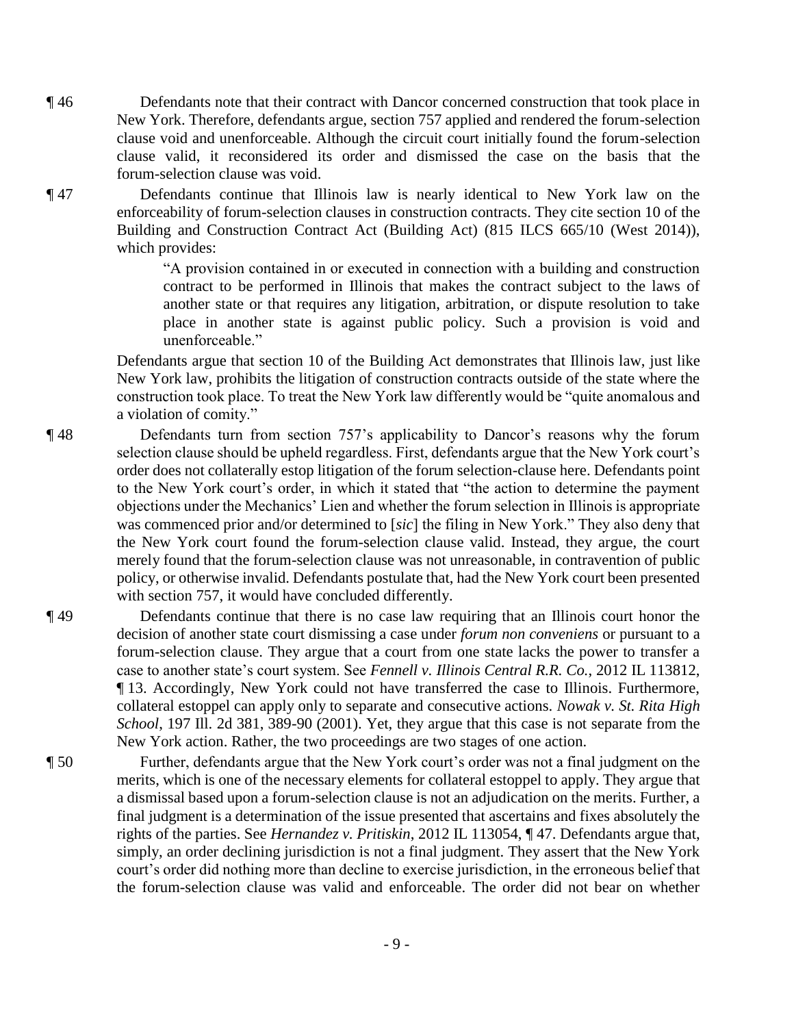¶ 46 Defendants note that their contract with Dancor concerned construction that took place in New York. Therefore, defendants argue, section 757 applied and rendered the forum-selection clause void and unenforceable. Although the circuit court initially found the forum-selection clause valid, it reconsidered its order and dismissed the case on the basis that the forum-selection clause was void.

¶ 47 Defendants continue that Illinois law is nearly identical to New York law on the enforceability of forum-selection clauses in construction contracts. They cite section 10 of the Building and Construction Contract Act (Building Act) (815 ILCS 665/10 (West 2014)), which provides:

> "A provision contained in or executed in connection with a building and construction contract to be performed in Illinois that makes the contract subject to the laws of another state or that requires any litigation, arbitration, or dispute resolution to take place in another state is against public policy. Such a provision is void and unenforceable."

Defendants argue that section 10 of the Building Act demonstrates that Illinois law, just like New York law, prohibits the litigation of construction contracts outside of the state where the construction took place. To treat the New York law differently would be "quite anomalous and a violation of comity."

¶ 48 Defendants turn from section 757's applicability to Dancor's reasons why the forum selection clause should be upheld regardless. First, defendants argue that the New York court's order does not collaterally estop litigation of the forum selection-clause here. Defendants point to the New York court's order, in which it stated that "the action to determine the payment objections under the Mechanics' Lien and whether the forum selection in Illinois is appropriate was commenced prior and/or determined to [*sic*] the filing in New York." They also deny that the New York court found the forum-selection clause valid. Instead, they argue, the court merely found that the forum-selection clause was not unreasonable, in contravention of public policy, or otherwise invalid. Defendants postulate that, had the New York court been presented with section 757, it would have concluded differently.

¶ 49 Defendants continue that there is no case law requiring that an Illinois court honor the decision of another state court dismissing a case under *forum non conveniens* or pursuant to a forum-selection clause. They argue that a court from one state lacks the power to transfer a case to another state's court system. See *Fennell v. Illinois Central R.R. Co.*, 2012 IL 113812, ¶ 13. Accordingly, New York could not have transferred the case to Illinois. Furthermore, collateral estoppel can apply only to separate and consecutive actions. *Nowak v. St. Rita High School*, 197 Ill. 2d 381, 389-90 (2001). Yet, they argue that this case is not separate from the New York action. Rather, the two proceedings are two stages of one action.

¶ 50 Further, defendants argue that the New York court's order was not a final judgment on the merits, which is one of the necessary elements for collateral estoppel to apply. They argue that a dismissal based upon a forum-selection clause is not an adjudication on the merits. Further, a final judgment is a determination of the issue presented that ascertains and fixes absolutely the rights of the parties. See *Hernandez v. Pritiskin*, 2012 IL 113054, ¶ 47. Defendants argue that, simply, an order declining jurisdiction is not a final judgment. They assert that the New York court's order did nothing more than decline to exercise jurisdiction, in the erroneous belief that the forum-selection clause was valid and enforceable. The order did not bear on whether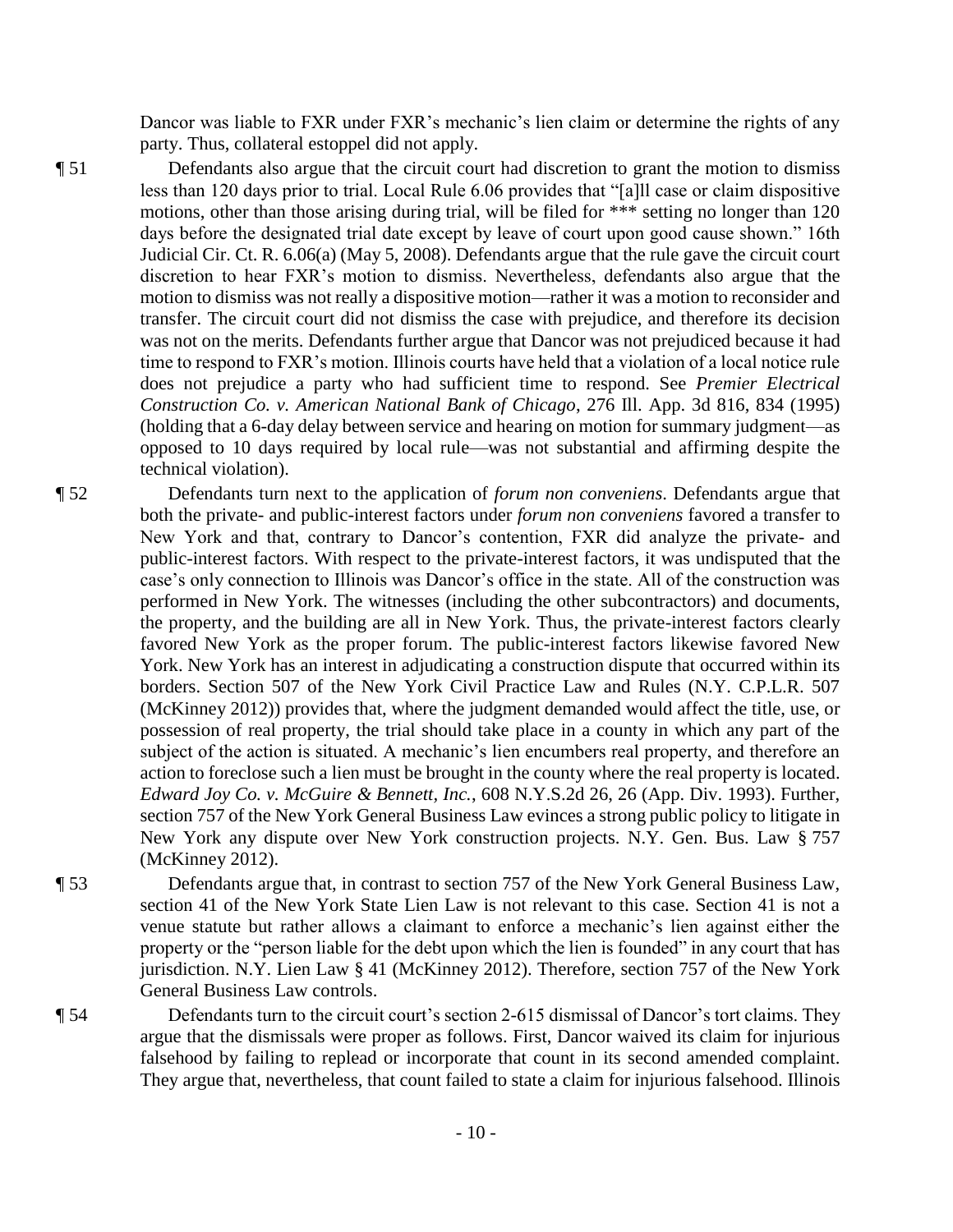Dancor was liable to FXR under FXR's mechanic's lien claim or determine the rights of any party. Thus, collateral estoppel did not apply.

¶ 51 Defendants also argue that the circuit court had discretion to grant the motion to dismiss less than 120 days prior to trial. Local Rule 6.06 provides that "[a]ll case or claim dispositive motions, other than those arising during trial, will be filed for *** setting no longer than 120 days before the designated trial date except by leave of court upon good cause shown." 16th Judicial Cir. Ct. R. 6.06(a) (May 5, 2008). Defendants argue that the rule gave the circuit court discretion to hear FXR's motion to dismiss. Nevertheless, defendants also argue that the motion to dismiss was not really a dispositive motion—rather it was a motion to reconsider and transfer. The circuit court did not dismiss the case with prejudice, and therefore its decision was not on the merits. Defendants further argue that Dancor was not prejudiced because it had time to respond to FXR's motion. Illinois courts have held that a violation of a local notice rule does not prejudice a party who had sufficient time to respond. See *Premier Electrical Construction Co. v. American National Bank of Chicago*, 276 Ill. App. 3d 816, 834 (1995) (holding that a 6-day delay between service and hearing on motion for summary judgment—as opposed to 10 days required by local rule—was not substantial and affirming despite the technical violation).

¶ 52 Defendants turn next to the application of *forum non conveniens*. Defendants argue that both the private- and public-interest factors under *forum non conveniens* favored a transfer to New York and that, contrary to Dancor's contention, FXR did analyze the private- and public-interest factors. With respect to the private-interest factors, it was undisputed that the case's only connection to Illinois was Dancor's office in the state. All of the construction was performed in New York. The witnesses (including the other subcontractors) and documents, the property, and the building are all in New York. Thus, the private-interest factors clearly favored New York as the proper forum. The public-interest factors likewise favored New York. New York has an interest in adjudicating a construction dispute that occurred within its borders. Section 507 of the New York Civil Practice Law and Rules (N.Y. C.P.L.R. 507 (McKinney 2012)) provides that, where the judgment demanded would affect the title, use, or possession of real property, the trial should take place in a county in which any part of the subject of the action is situated. A mechanic's lien encumbers real property, and therefore an action to foreclose such a lien must be brought in the county where the real property is located. *Edward Joy Co. v. McGuire & Bennett, Inc.*, 608 N.Y.S.2d 26, 26 (App. Div. 1993). Further, section 757 of the New York General Business Law evinces a strong public policy to litigate in New York any dispute over New York construction projects. N.Y. Gen. Bus. Law § 757 (McKinney 2012).

¶ 53 Defendants argue that, in contrast to section 757 of the New York General Business Law, section 41 of the New York State Lien Law is not relevant to this case. Section 41 is not a venue statute but rather allows a claimant to enforce a mechanic's lien against either the property or the "person liable for the debt upon which the lien is founded" in any court that has jurisdiction. N.Y. Lien Law § 41 (McKinney 2012). Therefore, section 757 of the New York General Business Law controls.

¶ 54 Defendants turn to the circuit court's section 2-615 dismissal of Dancor's tort claims. They argue that the dismissals were proper as follows. First, Dancor waived its claim for injurious falsehood by failing to replead or incorporate that count in its second amended complaint. They argue that, nevertheless, that count failed to state a claim for injurious falsehood. Illinois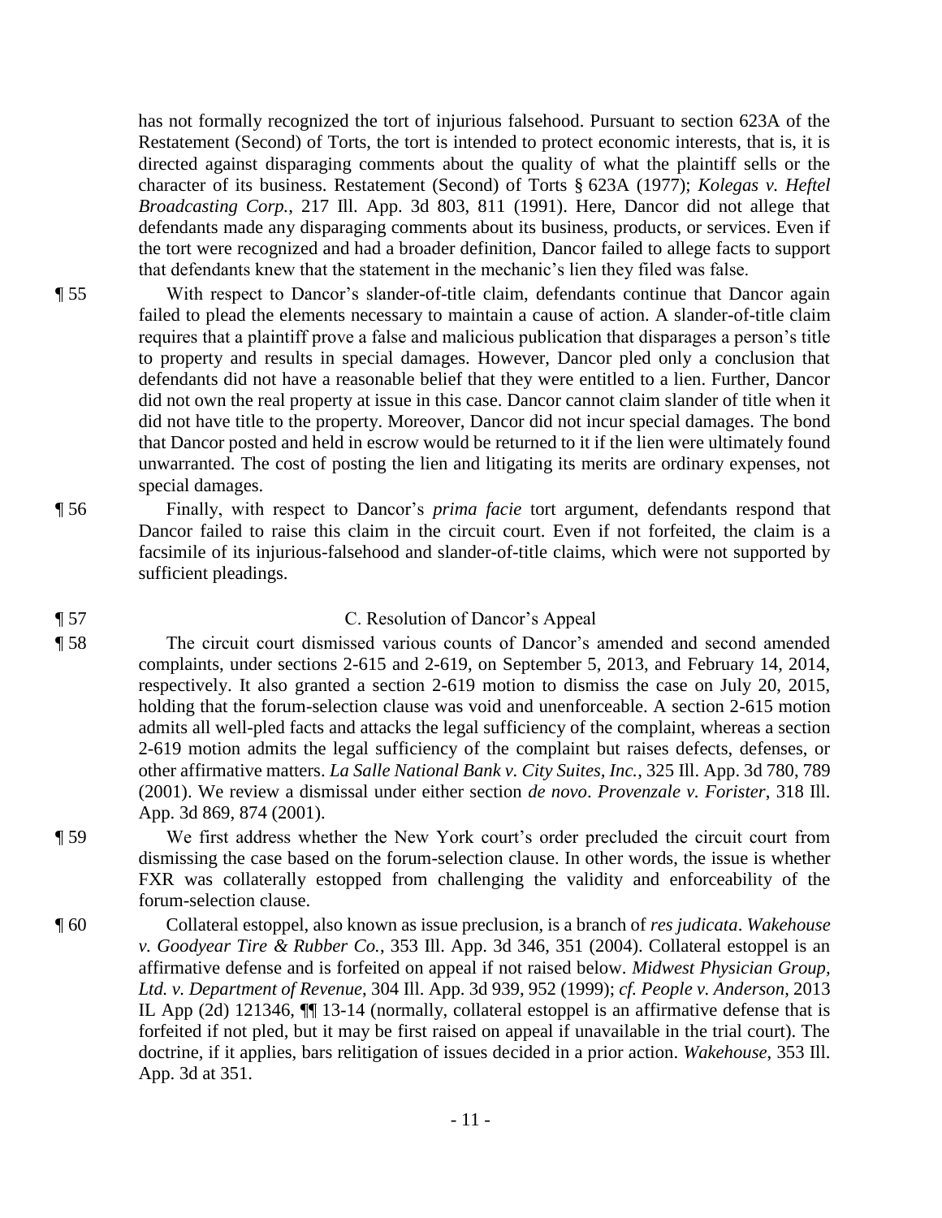has not formally recognized the tort of injurious falsehood. Pursuant to section 623A of the Restatement (Second) of Torts, the tort is intended to protect economic interests, that is, it is directed against disparaging comments about the quality of what the plaintiff sells or the character of its business. Restatement (Second) of Torts § 623A (1977); *Kolegas v. Heftel Broadcasting Corp.*, 217 Ill. App. 3d 803, 811 (1991). Here, Dancor did not allege that defendants made any disparaging comments about its business, products, or services. Even if the tort were recognized and had a broader definition, Dancor failed to allege facts to support that defendants knew that the statement in the mechanic's lien they filed was false.

¶ 55 With respect to Dancor's slander-of-title claim, defendants continue that Dancor again failed to plead the elements necessary to maintain a cause of action. A slander-of-title claim requires that a plaintiff prove a false and malicious publication that disparages a person's title to property and results in special damages. However, Dancor pled only a conclusion that defendants did not have a reasonable belief that they were entitled to a lien. Further, Dancor did not own the real property at issue in this case. Dancor cannot claim slander of title when it did not have title to the property. Moreover, Dancor did not incur special damages. The bond that Dancor posted and held in escrow would be returned to it if the lien were ultimately found unwarranted. The cost of posting the lien and litigating its merits are ordinary expenses, not special damages.

¶ 56 Finally, with respect to Dancor's *prima facie* tort argument, defendants respond that Dancor failed to raise this claim in the circuit court. Even if not forfeited, the claim is a facsimile of its injurious-falsehood and slander-of-title claims, which were not supported by sufficient pleadings.

¶ 57 C. Resolution of Dancor's Appeal

¶ 58 The circuit court dismissed various counts of Dancor's amended and second amended complaints, under sections 2-615 and 2-619, on September 5, 2013, and February 14, 2014, respectively. It also granted a section 2-619 motion to dismiss the case on July 20, 2015, holding that the forum-selection clause was void and unenforceable. A section 2-615 motion admits all well-pled facts and attacks the legal sufficiency of the complaint, whereas a section 2-619 motion admits the legal sufficiency of the complaint but raises defects, defenses, or other affirmative matters. *La Salle National Bank v. City Suites, Inc.*, 325 Ill. App. 3d 780, 789 (2001). We review a dismissal under either section *de novo*. *Provenzale v. Forister*, 318 Ill. App. 3d 869, 874 (2001).

¶ 59 We first address whether the New York court's order precluded the circuit court from dismissing the case based on the forum-selection clause. In other words, the issue is whether FXR was collaterally estopped from challenging the validity and enforceability of the forum-selection clause.

¶ 60 Collateral estoppel, also known as issue preclusion, is a branch of *res judicata*. *Wakehouse v. Goodyear Tire & Rubber Co.*, 353 Ill. App. 3d 346, 351 (2004). Collateral estoppel is an affirmative defense and is forfeited on appeal if not raised below. *Midwest Physician Group, Ltd. v. Department of Revenue*, 304 Ill. App. 3d 939, 952 (1999); *cf. People v. Anderson*, 2013 IL App (2d) 121346, ¶¶ 13-14 (normally, collateral estoppel is an affirmative defense that is forfeited if not pled, but it may be first raised on appeal if unavailable in the trial court). The doctrine, if it applies, bars relitigation of issues decided in a prior action. *Wakehouse*, 353 Ill. App. 3d at 351.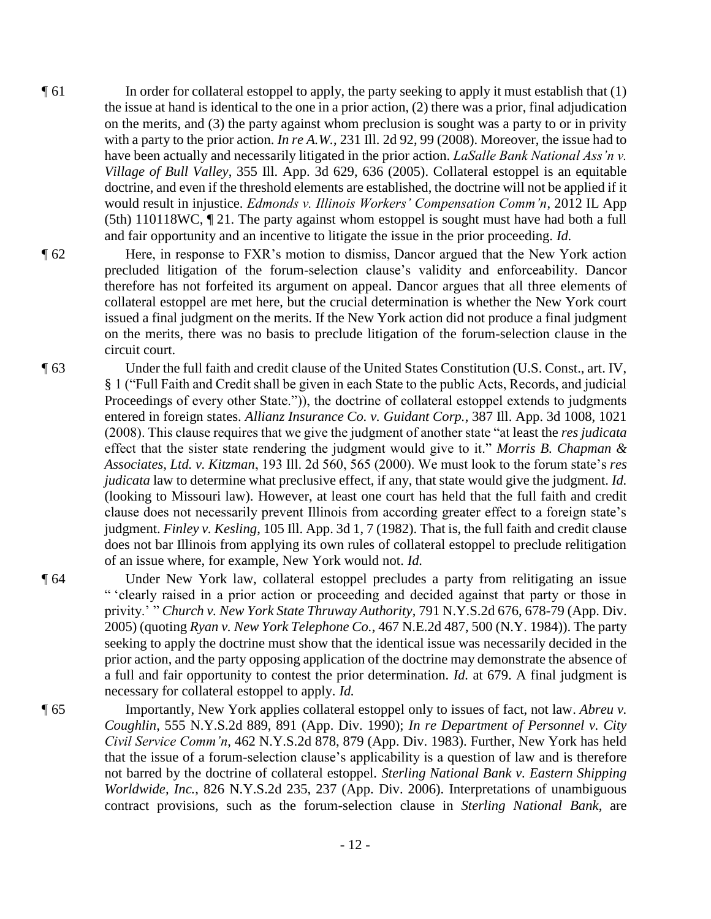¶ 61 In order for collateral estoppel to apply, the party seeking to apply it must establish that (1) the issue at hand is identical to the one in a prior action, (2) there was a prior, final adjudication on the merits, and (3) the party against whom preclusion is sought was a party to or in privity with a party to the prior action. *In re A.W.*, 231 Ill. 2d 92, 99 (2008). Moreover, the issue had to have been actually and necessarily litigated in the prior action. *LaSalle Bank National Ass'n v. Village of Bull Valley*, 355 Ill. App. 3d 629, 636 (2005). Collateral estoppel is an equitable doctrine, and even if the threshold elements are established, the doctrine will not be applied if it would result in injustice. *Edmonds v. Illinois Workers' Compensation Comm'n*, 2012 IL App (5th) 110118WC, ¶ 21. The party against whom estoppel is sought must have had both a full and fair opportunity and an incentive to litigate the issue in the prior proceeding. *Id.*

¶ 62 Here, in response to FXR's motion to dismiss, Dancor argued that the New York action precluded litigation of the forum-selection clause's validity and enforceability. Dancor therefore has not forfeited its argument on appeal. Dancor argues that all three elements of collateral estoppel are met here, but the crucial determination is whether the New York court issued a final judgment on the merits. If the New York action did not produce a final judgment on the merits, there was no basis to preclude litigation of the forum-selection clause in the circuit court.

¶ 63 Under the full faith and credit clause of the United States Constitution (U.S. Const., art. IV, § 1 ("Full Faith and Credit shall be given in each State to the public Acts, Records, and judicial Proceedings of every other State.")), the doctrine of collateral estoppel extends to judgments entered in foreign states. *Allianz Insurance Co. v. Guidant Corp.*, 387 Ill. App. 3d 1008, 1021 (2008). This clause requires that we give the judgment of another state "at least the *res judicata* effect that the sister state rendering the judgment would give to it." *Morris B. Chapman & Associates, Ltd. v. Kitzman*, 193 Ill. 2d 560, 565 (2000). We must look to the forum state's *res judicata* law to determine what preclusive effect, if any, that state would give the judgment. *Id.* (looking to Missouri law). However, at least one court has held that the full faith and credit clause does not necessarily prevent Illinois from according greater effect to a foreign state's judgment. *Finley v. Kesling*, 105 Ill. App. 3d 1, 7 (1982). That is, the full faith and credit clause does not bar Illinois from applying its own rules of collateral estoppel to preclude relitigation of an issue where, for example, New York would not. *Id.*

¶ 64 Under New York law, collateral estoppel precludes a party from relitigating an issue " 'clearly raised in a prior action or proceeding and decided against that party or those in privity.' " *Church v. New York State Thruway Authority*, 791 N.Y.S.2d 676, 678-79 (App. Div. 2005) (quoting *Ryan v. New York Telephone Co.*, 467 N.E.2d 487, 500 (N.Y. 1984)). The party seeking to apply the doctrine must show that the identical issue was necessarily decided in the prior action, and the party opposing application of the doctrine may demonstrate the absence of a full and fair opportunity to contest the prior determination. *Id.* at 679. A final judgment is necessary for collateral estoppel to apply. *Id.*

¶ 65 Importantly, New York applies collateral estoppel only to issues of fact, not law. *Abreu v. Coughlin*, 555 N.Y.S.2d 889, 891 (App. Div. 1990); *In re Department of Personnel v. City Civil Service Comm'n*, 462 N.Y.S.2d 878, 879 (App. Div. 1983). Further, New York has held that the issue of a forum-selection clause's applicability is a question of law and is therefore not barred by the doctrine of collateral estoppel. *Sterling National Bank v. Eastern Shipping Worldwide, Inc.*, 826 N.Y.S.2d 235, 237 (App. Div. 2006). Interpretations of unambiguous contract provisions, such as the forum-selection clause in *Sterling National Bank*, are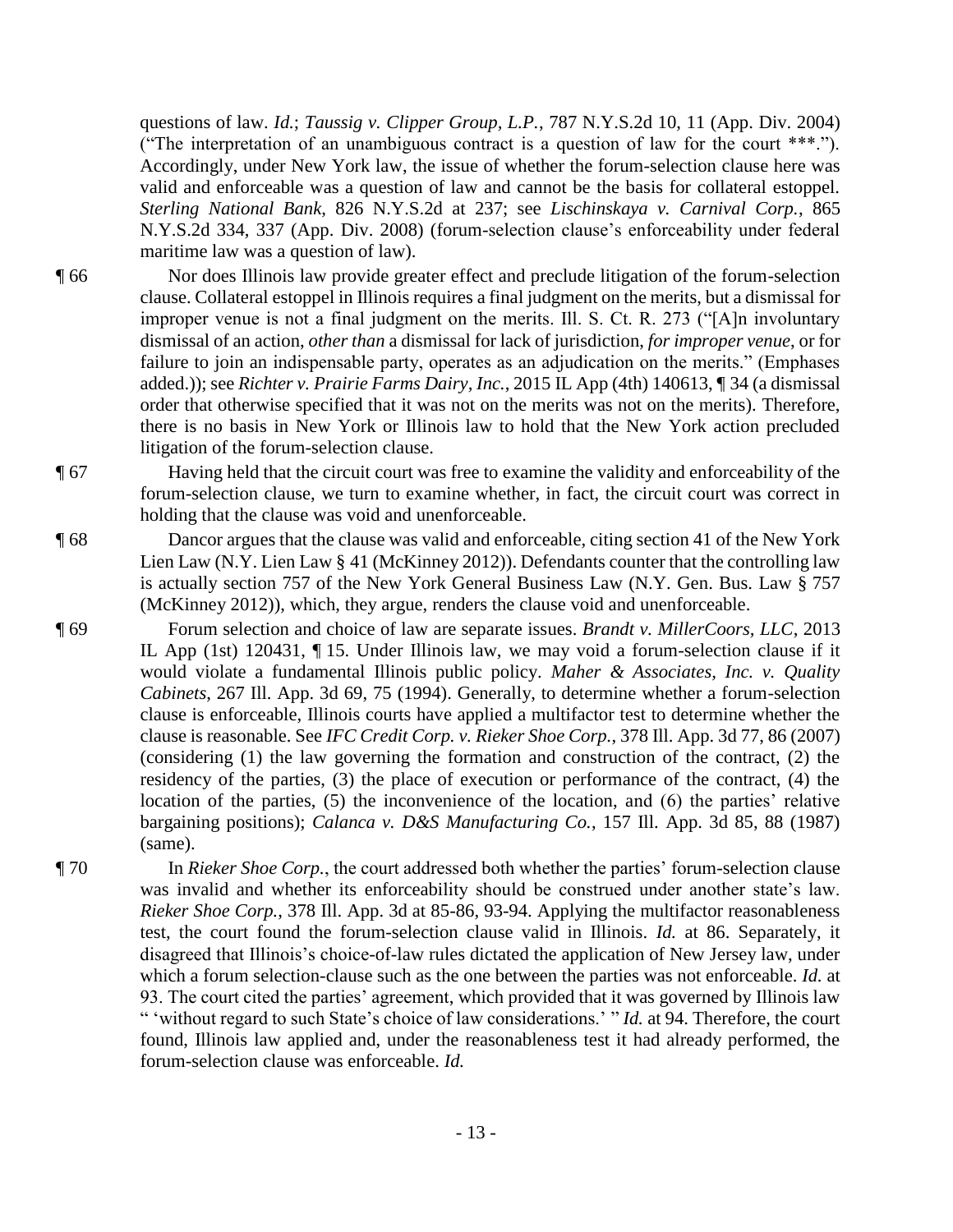questions of law. *Id.*; *Taussig v. Clipper Group, L.P.*, 787 N.Y.S.2d 10, 11 (App. Div. 2004) ("The interpretation of an unambiguous contract is a question of law for the court ***."). Accordingly, under New York law, the issue of whether the forum-selection clause here was valid and enforceable was a question of law and cannot be the basis for collateral estoppel. *Sterling National Bank*, 826 N.Y.S.2d at 237; see *Lischinskaya v. Carnival Corp.*, 865 N.Y.S.2d 334, 337 (App. Div. 2008) (forum-selection clause's enforceability under federal maritime law was a question of law).

¶ 66 Nor does Illinois law provide greater effect and preclude litigation of the forum-selection clause. Collateral estoppel in Illinois requires a final judgment on the merits, but a dismissal for improper venue is not a final judgment on the merits. Ill. S. Ct. R. 273 ("[A]n involuntary dismissal of an action, *other than* a dismissal for lack of jurisdiction, *for improper venue*, or for failure to join an indispensable party, operates as an adjudication on the merits." (Emphases added.)); see *Richter v. Prairie Farms Dairy, Inc.*, 2015 IL App (4th) 140613, ¶ 34 (a dismissal order that otherwise specified that it was not on the merits was not on the merits). Therefore, there is no basis in New York or Illinois law to hold that the New York action precluded litigation of the forum-selection clause.

¶ 67 Having held that the circuit court was free to examine the validity and enforceability of the forum-selection clause, we turn to examine whether, in fact, the circuit court was correct in holding that the clause was void and unenforceable.

¶ 68 Dancor argues that the clause was valid and enforceable, citing section 41 of the New York Lien Law (N.Y. Lien Law § 41 (McKinney 2012)). Defendants counter that the controlling law is actually section 757 of the New York General Business Law (N.Y. Gen. Bus. Law § 757 (McKinney 2012)), which, they argue, renders the clause void and unenforceable.

¶ 69 Forum selection and choice of law are separate issues. *Brandt v. MillerCoors, LLC*, 2013 IL App (1st) 120431, ¶ 15. Under Illinois law, we may void a forum-selection clause if it would violate a fundamental Illinois public policy. *Maher & Associates, Inc. v. Quality Cabinets*, 267 Ill. App. 3d 69, 75 (1994). Generally, to determine whether a forum-selection clause is enforceable, Illinois courts have applied a multifactor test to determine whether the clause is reasonable. See *IFC Credit Corp. v. Rieker Shoe Corp.*, 378 Ill. App. 3d 77, 86 (2007) (considering (1) the law governing the formation and construction of the contract, (2) the residency of the parties, (3) the place of execution or performance of the contract, (4) the location of the parties, (5) the inconvenience of the location, and (6) the parties' relative bargaining positions); *Calanca v. D&S Manufacturing Co.*, 157 Ill. App. 3d 85, 88 (1987) (same).

¶ 70 In *Rieker Shoe Corp.*, the court addressed both whether the parties' forum-selection clause was invalid and whether its enforceability should be construed under another state's law. *Rieker Shoe Corp.*, 378 Ill. App. 3d at 85-86, 93-94. Applying the multifactor reasonableness test, the court found the forum-selection clause valid in Illinois. *Id.* at 86. Separately, it disagreed that Illinois's choice-of-law rules dictated the application of New Jersey law, under which a forum selection-clause such as the one between the parties was not enforceable. *Id.* at 93. The court cited the parties' agreement, which provided that it was governed by Illinois law " 'without regard to such State's choice of law considerations.' " *Id.* at 94. Therefore, the court found, Illinois law applied and, under the reasonableness test it had already performed, the forum-selection clause was enforceable. *Id.*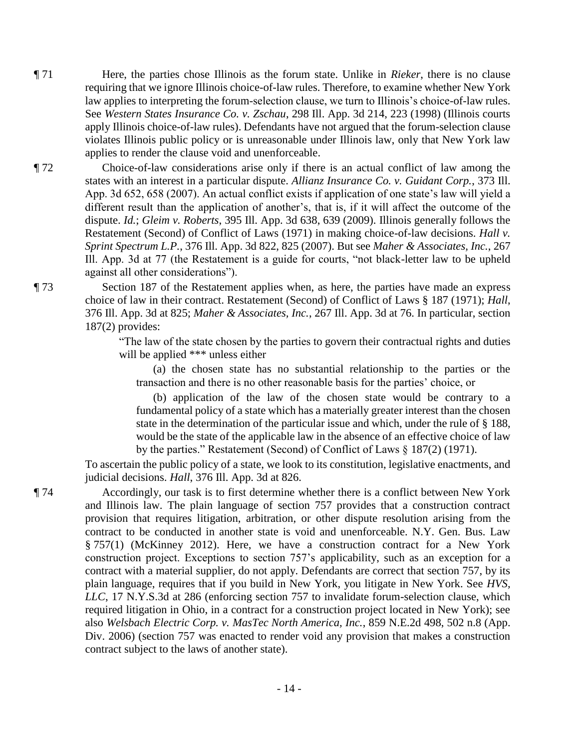¶ 71 Here, the parties chose Illinois as the forum state. Unlike in *Rieker*, there is no clause requiring that we ignore Illinois choice-of-law rules. Therefore, to examine whether New York law applies to interpreting the forum-selection clause, we turn to Illinois's choice-of-law rules. See *Western States Insurance Co. v. Zschau*, 298 Ill. App. 3d 214, 223 (1998) (Illinois courts apply Illinois choice-of-law rules). Defendants have not argued that the forum-selection clause violates Illinois public policy or is unreasonable under Illinois law, only that New York law applies to render the clause void and unenforceable.

¶ 72 Choice-of-law considerations arise only if there is an actual conflict of law among the states with an interest in a particular dispute. *Allianz Insurance Co. v. Guidant Corp.*, 373 Ill. App. 3d 652, 658 (2007). An actual conflict exists if application of one state's law will yield a different result than the application of another's, that is, if it will affect the outcome of the dispute. *Id.*; *Gleim v. Roberts*, 395 Ill. App. 3d 638, 639 (2009). Illinois generally follows the Restatement (Second) of Conflict of Laws (1971) in making choice-of-law decisions. *Hall v. Sprint Spectrum L.P.*, 376 Ill. App. 3d 822, 825 (2007). But see *Maher & Associates, Inc.*, 267 Ill. App. 3d at 77 (the Restatement is a guide for courts, "not black-letter law to be upheld against all other considerations").

¶ 73 Section 187 of the Restatement applies when, as here, the parties have made an express choice of law in their contract. Restatement (Second) of Conflict of Laws § 187 (1971); *Hall*, 376 Ill. App. 3d at 825; *Maher & Associates, Inc.*, 267 Ill. App. 3d at 76. In particular, section 187(2) provides:

> "The law of the state chosen by the parties to govern their contractual rights and duties will be applied *** unless either
>
> (a) the chosen state has no substantial relationship to the parties or the transaction and there is no other reasonable basis for the parties' choice, or
>
> (b) application of the law of the chosen state would be contrary to a fundamental policy of a state which has a materially greater interest than the chosen state in the determination of the particular issue and which, under the rule of § 188, would be the state of the applicable law in the absence of an effective choice of law by the parties." Restatement (Second) of Conflict of Laws § 187(2) (1971).

To ascertain the public policy of a state, we look to its constitution, legislative enactments, and judicial decisions. *Hall*, 376 Ill. App. 3d at 826.

¶ 74 Accordingly, our task is to first determine whether there is a conflict between New York and Illinois law. The plain language of section 757 provides that a construction contract provision that requires litigation, arbitration, or other dispute resolution arising from the contract to be conducted in another state is void and unenforceable. N.Y. Gen. Bus. Law § 757(1) (McKinney 2012). Here, we have a construction contract for a New York construction project. Exceptions to section 757's applicability, such as an exception for a contract with a material supplier, do not apply. Defendants are correct that section 757, by its plain language, requires that if you build in New York, you litigate in New York. See *HVS, LLC*, 17 N.Y.S.3d at 286 (enforcing section 757 to invalidate forum-selection clause, which required litigation in Ohio, in a contract for a construction project located in New York); see also *Welsbach Electric Corp. v. MasTec North America, Inc.*, 859 N.E.2d 498, 502 n.8 (App. Div. 2006) (section 757 was enacted to render void any provision that makes a construction contract subject to the laws of another state).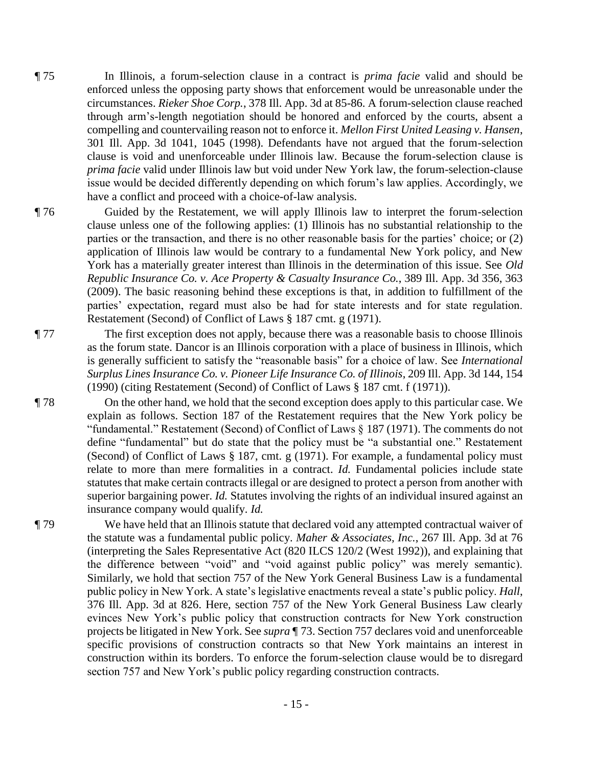¶ 75 In Illinois, a forum-selection clause in a contract is *prima facie* valid and should be enforced unless the opposing party shows that enforcement would be unreasonable under the circumstances. *Rieker Shoe Corp.*, 378 Ill. App. 3d at 85-86. A forum-selection clause reached through arm's-length negotiation should be honored and enforced by the courts, absent a compelling and countervailing reason not to enforce it. *Mellon First United Leasing v. Hansen*, 301 Ill. App. 3d 1041, 1045 (1998). Defendants have not argued that the forum-selection clause is void and unenforceable under Illinois law. Because the forum-selection clause is *prima facie* valid under Illinois law but void under New York law, the forum-selection-clause issue would be decided differently depending on which forum's law applies. Accordingly, we have a conflict and proceed with a choice-of-law analysis.

¶ 76 Guided by the Restatement, we will apply Illinois law to interpret the forum-selection clause unless one of the following applies: (1) Illinois has no substantial relationship to the parties or the transaction, and there is no other reasonable basis for the parties' choice; or (2) application of Illinois law would be contrary to a fundamental New York policy, and New York has a materially greater interest than Illinois in the determination of this issue. See *Old Republic Insurance Co. v. Ace Property & Casualty Insurance Co.*, 389 Ill. App. 3d 356, 363 (2009). The basic reasoning behind these exceptions is that, in addition to fulfillment of the parties' expectation, regard must also be had for state interests and for state regulation. Restatement (Second) of Conflict of Laws § 187 cmt. g (1971).

¶ 77 The first exception does not apply, because there was a reasonable basis to choose Illinois as the forum state. Dancor is an Illinois corporation with a place of business in Illinois, which is generally sufficient to satisfy the "reasonable basis" for a choice of law. See *International Surplus Lines Insurance Co. v. Pioneer Life Insurance Co. of Illinois*, 209 Ill. App. 3d 144, 154 (1990) (citing Restatement (Second) of Conflict of Laws § 187 cmt. f (1971)).

¶ 78 On the other hand, we hold that the second exception does apply to this particular case. We explain as follows. Section 187 of the Restatement requires that the New York policy be "fundamental." Restatement (Second) of Conflict of Laws § 187 (1971). The comments do not define "fundamental" but do state that the policy must be "a substantial one." Restatement (Second) of Conflict of Laws § 187, cmt. g (1971). For example, a fundamental policy must relate to more than mere formalities in a contract. *Id.* Fundamental policies include state statutes that make certain contracts illegal or are designed to protect a person from another with superior bargaining power. *Id.* Statutes involving the rights of an individual insured against an insurance company would qualify. *Id.*

¶ 79 We have held that an Illinois statute that declared void any attempted contractual waiver of the statute was a fundamental public policy. *Maher & Associates, Inc.*, 267 Ill. App. 3d at 76 (interpreting the Sales Representative Act (820 ILCS 120/2 (West 1992)), and explaining that the difference between "void" and "void against public policy" was merely semantic). Similarly, we hold that section 757 of the New York General Business Law is a fundamental public policy in New York. A state's legislative enactments reveal a state's public policy. *Hall*, 376 Ill. App. 3d at 826. Here, section 757 of the New York General Business Law clearly evinces New York's public policy that construction contracts for New York construction projects be litigated in New York. See *supra* ¶ 73. Section 757 declares void and unenforceable specific provisions of construction contracts so that New York maintains an interest in construction within its borders. To enforce the forum-selection clause would be to disregard section 757 and New York's public policy regarding construction contracts.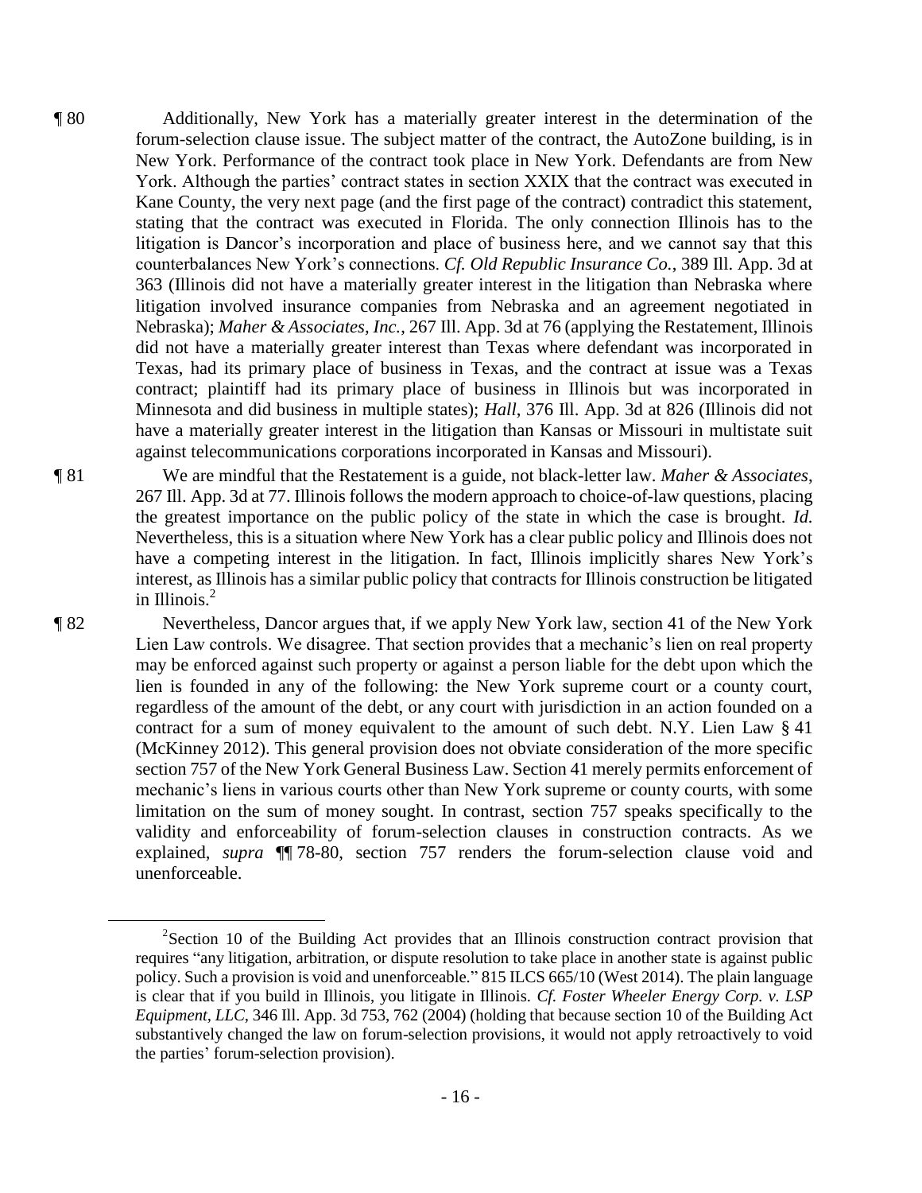¶ 80 Additionally, New York has a materially greater interest in the determination of the forum-selection clause issue. The subject matter of the contract, the AutoZone building, is in New York. Performance of the contract took place in New York. Defendants are from New York. Although the parties' contract states in section XXIX that the contract was executed in Kane County, the very next page (and the first page of the contract) contradict this statement, stating that the contract was executed in Florida. The only connection Illinois has to the litigation is Dancor's incorporation and place of business here, and we cannot say that this counterbalances New York's connections. *Cf. Old Republic Insurance Co.*, 389 Ill. App. 3d at 363 (Illinois did not have a materially greater interest in the litigation than Nebraska where litigation involved insurance companies from Nebraska and an agreement negotiated in Nebraska); *Maher & Associates, Inc.*, 267 Ill. App. 3d at 76 (applying the Restatement, Illinois did not have a materially greater interest than Texas where defendant was incorporated in Texas, had its primary place of business in Texas, and the contract at issue was a Texas contract; plaintiff had its primary place of business in Illinois but was incorporated in Minnesota and did business in multiple states); *Hall*, 376 Ill. App. 3d at 826 (Illinois did not have a materially greater interest in the litigation than Kansas or Missouri in multistate suit against telecommunications corporations incorporated in Kansas and Missouri).

¶ 81 We are mindful that the Restatement is a guide, not black-letter law. *Maher & Associates*, 267 Ill. App. 3d at 77. Illinois follows the modern approach to choice-of-law questions, placing the greatest importance on the public policy of the state in which the case is brought. *Id.* Nevertheless, this is a situation where New York has a clear public policy and Illinois does not have a competing interest in the litigation. In fact, Illinois implicitly shares New York's interest, as Illinois has a similar public policy that contracts for Illinois construction be litigated in Illinois.[2]

¶ 82 Nevertheless, Dancor argues that, if we apply New York law, section 41 of the New York Lien Law controls. We disagree. That section provides that a mechanic's lien on real property may be enforced against such property or against a person liable for the debt upon which the lien is founded in any of the following: the New York supreme court or a county court, regardless of the amount of the debt, or any court with jurisdiction in an action founded on a contract for a sum of money equivalent to the amount of such debt. N.Y. Lien Law § 41 (McKinney 2012). This general provision does not obviate consideration of the more specific section 757 of the New York General Business Law. Section 41 merely permits enforcement of mechanic's liens in various courts other than New York supreme or county courts, with some limitation on the sum of money sought. In contrast, section 757 speaks specifically to the validity and enforceability of forum-selection clauses in construction contracts. As we explained, *supra* ¶¶ 78-80, section 757 renders the forum-selection clause void and unenforceable.

---

[2] Section 10 of the Building Act provides that an Illinois construction contract provision that requires "any litigation, arbitration, or dispute resolution to take place in another state is against public policy. Such a provision is void and unenforceable." 815 ILCS 665/10 (West 2014). The plain language is clear that if you build in Illinois, you litigate in Illinois. *Cf. Foster Wheeler Energy Corp. v. LSP Equipment, LLC*, 346 Ill. App. 3d 753, 762 (2004) (holding that because section 10 of the Building Act substantively changed the law on forum-selection provisions, it would not apply retroactively to void the parties' forum-selection provision).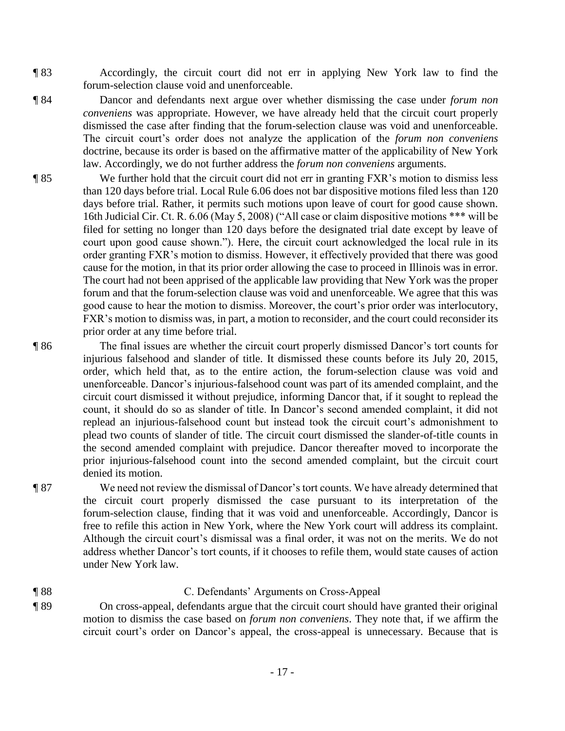¶ 83 Accordingly, the circuit court did not err in applying New York law to find the forum-selection clause void and unenforceable.

¶ 84 Dancor and defendants next argue over whether dismissing the case under *forum non conveniens* was appropriate. However, we have already held that the circuit court properly dismissed the case after finding that the forum-selection clause was void and unenforceable. The circuit court's order does not analyze the application of the *forum non conveniens* doctrine, because its order is based on the affirmative matter of the applicability of New York law. Accordingly, we do not further address the *forum non conveniens* arguments.

¶ 85 We further hold that the circuit court did not err in granting FXR's motion to dismiss less than 120 days before trial. Local Rule 6.06 does not bar dispositive motions filed less than 120 days before trial. Rather, it permits such motions upon leave of court for good cause shown. 16th Judicial Cir. Ct. R. 6.06 (May 5, 2008) ("All case or claim dispositive motions *** will be filed for setting no longer than 120 days before the designated trial date except by leave of court upon good cause shown."). Here, the circuit court acknowledged the local rule in its order granting FXR's motion to dismiss. However, it effectively provided that there was good cause for the motion, in that its prior order allowing the case to proceed in Illinois was in error. The court had not been apprised of the applicable law providing that New York was the proper forum and that the forum-selection clause was void and unenforceable. We agree that this was good cause to hear the motion to dismiss. Moreover, the court's prior order was interlocutory, FXR's motion to dismiss was, in part, a motion to reconsider, and the court could reconsider its prior order at any time before trial.

¶ 86 The final issues are whether the circuit court properly dismissed Dancor's tort counts for injurious falsehood and slander of title. It dismissed these counts before its July 20, 2015, order, which held that, as to the entire action, the forum-selection clause was void and unenforceable. Dancor's injurious-falsehood count was part of its amended complaint, and the circuit court dismissed it without prejudice, informing Dancor that, if it sought to replead the count, it should do so as slander of title. In Dancor's second amended complaint, it did not replead an injurious-falsehood count but instead took the circuit court's admonishment to plead two counts of slander of title. The circuit court dismissed the slander-of-title counts in the second amended complaint with prejudice. Dancor thereafter moved to incorporate the prior injurious-falsehood count into the second amended complaint, but the circuit court denied its motion.

¶ 87 We need not review the dismissal of Dancor's tort counts. We have already determined that the circuit court properly dismissed the case pursuant to its interpretation of the forum-selection clause, finding that it was void and unenforceable. Accordingly, Dancor is free to refile this action in New York, where the New York court will address its complaint. Although the circuit court's dismissal was a final order, it was not on the merits. We do not address whether Dancor's tort counts, if it chooses to refile them, would state causes of action under New York law.

¶ 88 C. Defendants' Arguments on Cross-Appeal

¶ 89 On cross-appeal, defendants argue that the circuit court should have granted their original motion to dismiss the case based on *forum non conveniens*. They note that, if we affirm the circuit court's order on Dancor's appeal, the cross-appeal is unnecessary. Because that is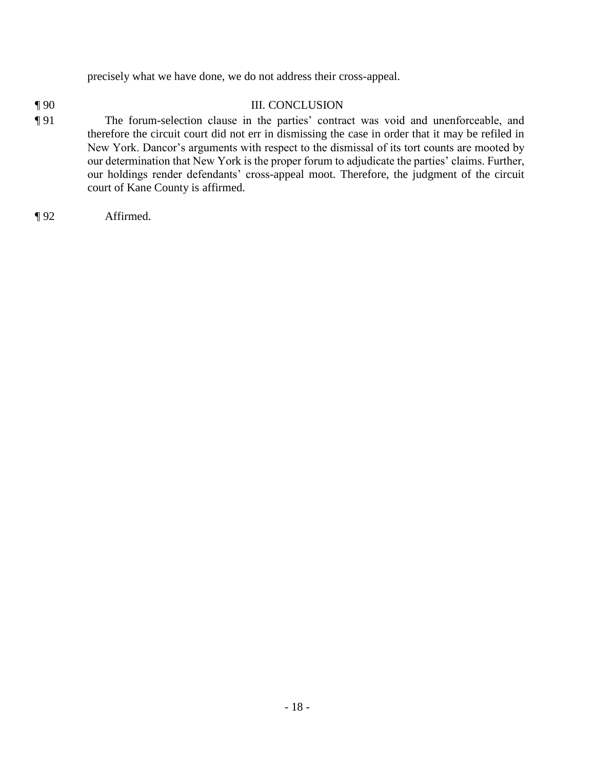precisely what we have done, we do not address their cross-appeal.

¶ 90 III. CONCLUSION

¶ 91 The forum-selection clause in the parties' contract was void and unenforceable, and therefore the circuit court did not err in dismissing the case in order that it may be refiled in New York. Dancor's arguments with respect to the dismissal of its tort counts are mooted by our determination that New York is the proper forum to adjudicate the parties' claims. Further, our holdings render defendants' cross-appeal moot. Therefore, the judgment of the circuit court of Kane County is affirmed.

¶ 92 Affirmed.